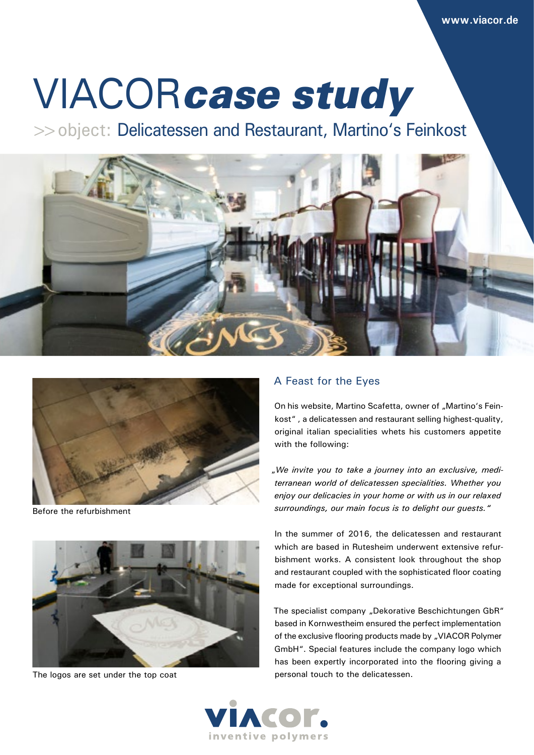www.viacor.de

# VIACOR *case study*

>> object: Delicatessen and Restaurant, Martino's Feinkost

Before the refurbishment

The logos are set under the top coat

## A Feast for the Eyes

On his website, Martino Scafetta, owner of „Martino's Feinkost", a delicatessen and restaurant selling highest-quality, original italian specialities whets his customers appetite with the following:

*„We invite you to take a journey into an exclusive, mediterranean world of delicatessen specialities. Whether you enjoy our delicacies in your home or with us in our relaxed surroundings, our main focus is to delight our guests."*

In the summer of 2016, the delicatessen and restaurant which are based in Rutesheim underwent extensive refurbishment works. A consistent look throughout the shop and restaurant coupled with the sophisticated floor coating made for exceptional surroundings.

The specialist company „Dekorative Beschichtungen GbR" based in Kornwestheim ensured the perfect implementation of the exclusive flooring products made by „VIACOR Polymer GmbH". Special features include the company logo which has been expertly incorporated into the flooring giving a personal touch to the delicatessen.

viacor. inventive polymers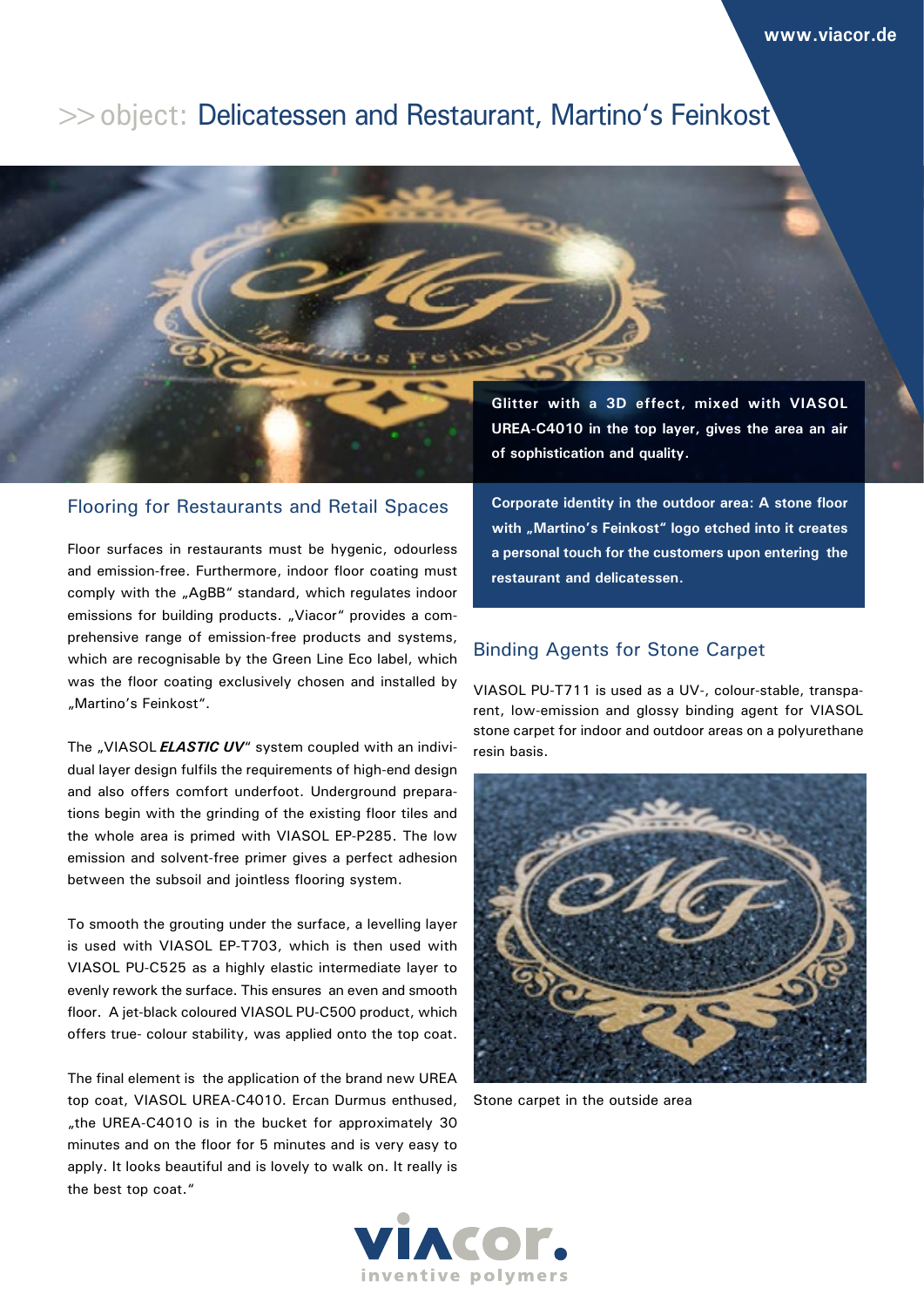# >> object: Delicatessen and Restaurant, Martino's Feinkost

**Glitter with a 3D effect, mixed with VIASOL UREA-C4010 in the top layer, gives the area an air of sophistication and quality.**

**Corporate identity in the outdoor area: A stone floor with „Martino's Feinkost" logo etched into it creates a personal touch for the customers upon entering the restaurant and delicatessen.**

## Flooring for Restaurants and Retail Spaces

Floor surfaces in restaurants must be hygenic, odourless and emission-free. Furthermore, indoor floor coating must comply with the „AgBB" standard, which regulates indoor emissions for building products. „Viacor" provides a comprehensive range of emission-free products and systems, which are recognisable by the Green Line Eco label, which was the floor coating exclusively chosen and installed by „Martino's Feinkost".

The „VIASOL ***ELASTIC UV***" system coupled with an individual layer design fulfils the requirements of high-end design and also offers comfort underfoot. Underground preparations begin with the grinding of the existing floor tiles and the whole area is primed with VIASOL EP-P285. The low emission and solvent-free primer gives a perfect adhesion between the subsoil and jointless flooring system.

To smooth the grouting under the surface, a levelling layer is used with VIASOL EP-T703, which is then used with VIASOL PU-C525 as a highly elastic intermediate layer to evenly rework the surface. This ensures an even and smooth floor. A jet-black coloured VIASOL PU-C500 product, which offers true- colour stability, was applied onto the top coat.

The final element is the application of the brand new UREA top coat, VIASOL UREA-C4010. Ercan Durmus enthused, „the UREA-C4010 is in the bucket for approximately 30 minutes and on the floor for 5 minutes and is very easy to apply. It looks beautiful and is lovely to walk on. It really is the best top coat."

## Binding Agents for Stone Carpet

VIASOL PU-T711 is used as a UV-, colour-stable, transparent, low-emission and glossy binding agent for VIASOL stone carpet for indoor and outdoor areas on a polyurethane resin basis.

Stone carpet in the outside area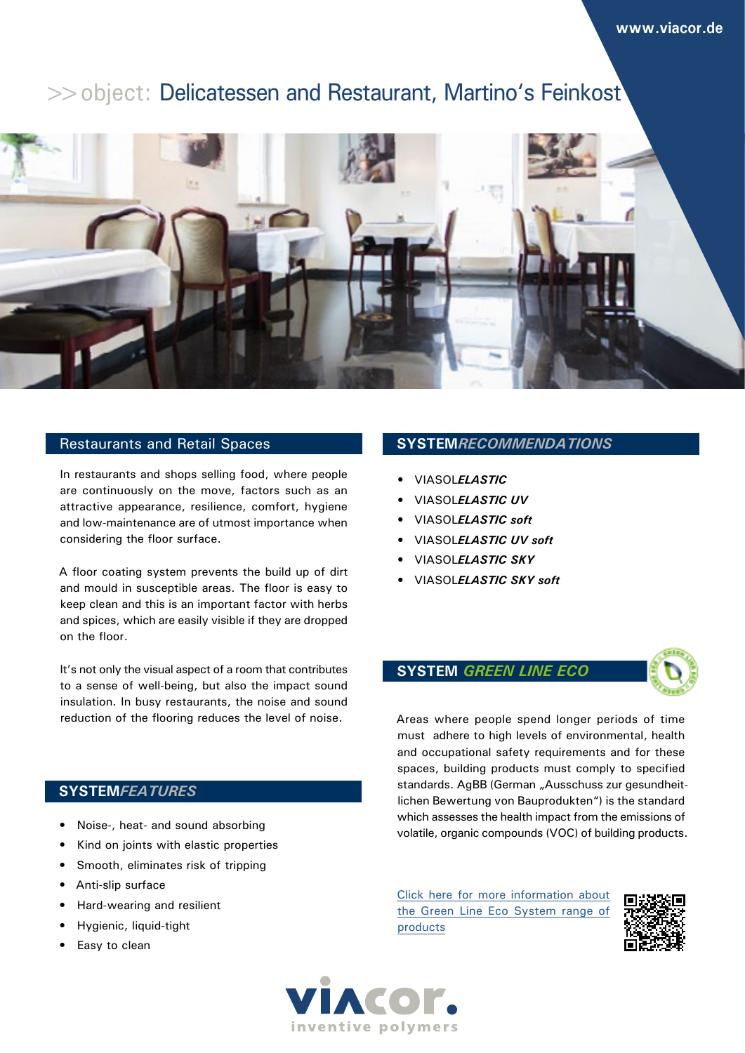www.viacor.de

# >> object: Delicatessen and Restaurant, Martino's Feinkost

## Restaurants and Retail Spaces

In restaurants and shops selling food, where people are continuously on the move, factors such as an attractive appearance, resilience, comfort, hygiene and low-maintenance are of utmost importance when considering the floor surface.

A floor coating system prevents the build up of dirt and mould in susceptible areas. The floor is easy to keep clean and this is an important factor with herbs and spices, which are easily visible if they are dropped on the floor.

It's not only the visual aspect of a room that contributes to a sense of well-being, but also the impact sound insulation. In busy restaurants, the noise and sound reduction of the flooring reduces the level of noise.

## SYSTEM*FEATURES*

- Noise-, heat- and sound absorbing
- Kind on joints with elastic properties
- Smooth, eliminates risk of tripping
- Anti-slip surface
- Hard-wearing and resilient
- Hygienic, liquid-tight
- Easy to clean

## SYSTEM*RECOMMENDATIONS*

- VIASOL***ELASTIC***
- VIASOL***ELASTIC UV***
- VIASOL***ELASTIC soft***
- VIASOL***ELASTIC UV soft***
- VIASOL***ELASTIC SKY***
- VIASOL***ELASTIC SKY soft***

## SYSTEM *GREEN LINE ECO*

Areas where people spend longer periods of time must adhere to high levels of environmental, health and occupational safety requirements and for these spaces, building products must comply to specified standards. AgBB (German „Ausschuss zur gesundheitlichen Bewertung von Bauprodukten") is the standard which assesses the health impact from the emissions of volatile, organic compounds (VOC) of building products.

Click here for more information about the Green Line Eco System range of products

viacor. inventive polymers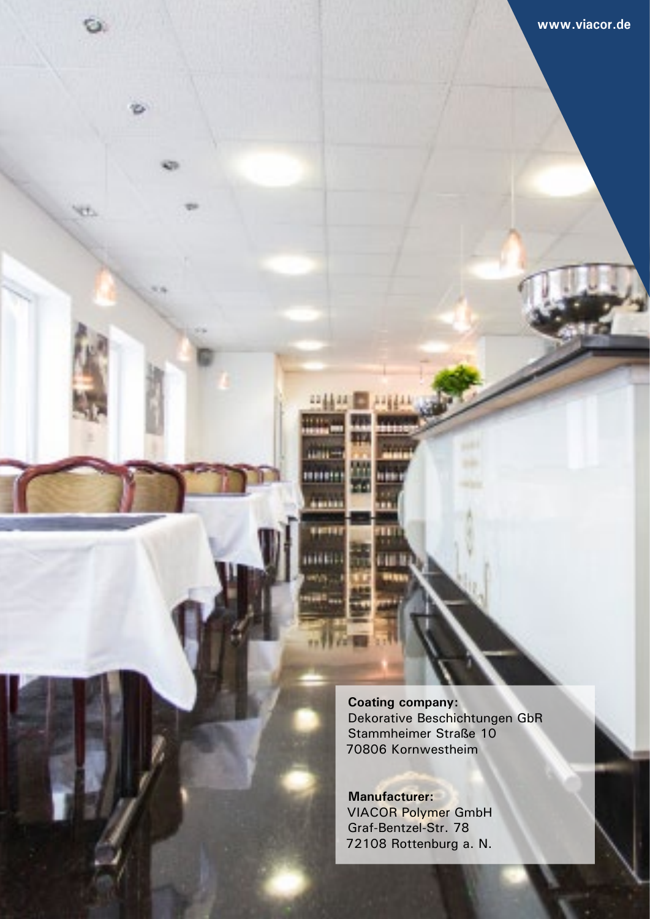www.viacor.de

**Coating company:**
Dekorative Beschichtungen GbR
Stammheimer Straße 10
70806 Kornwestheim

**Manufacturer:**
VIACOR Polymer GmbH
Graf-Bentzel-Str. 78
72108 Rottenburg a. N.